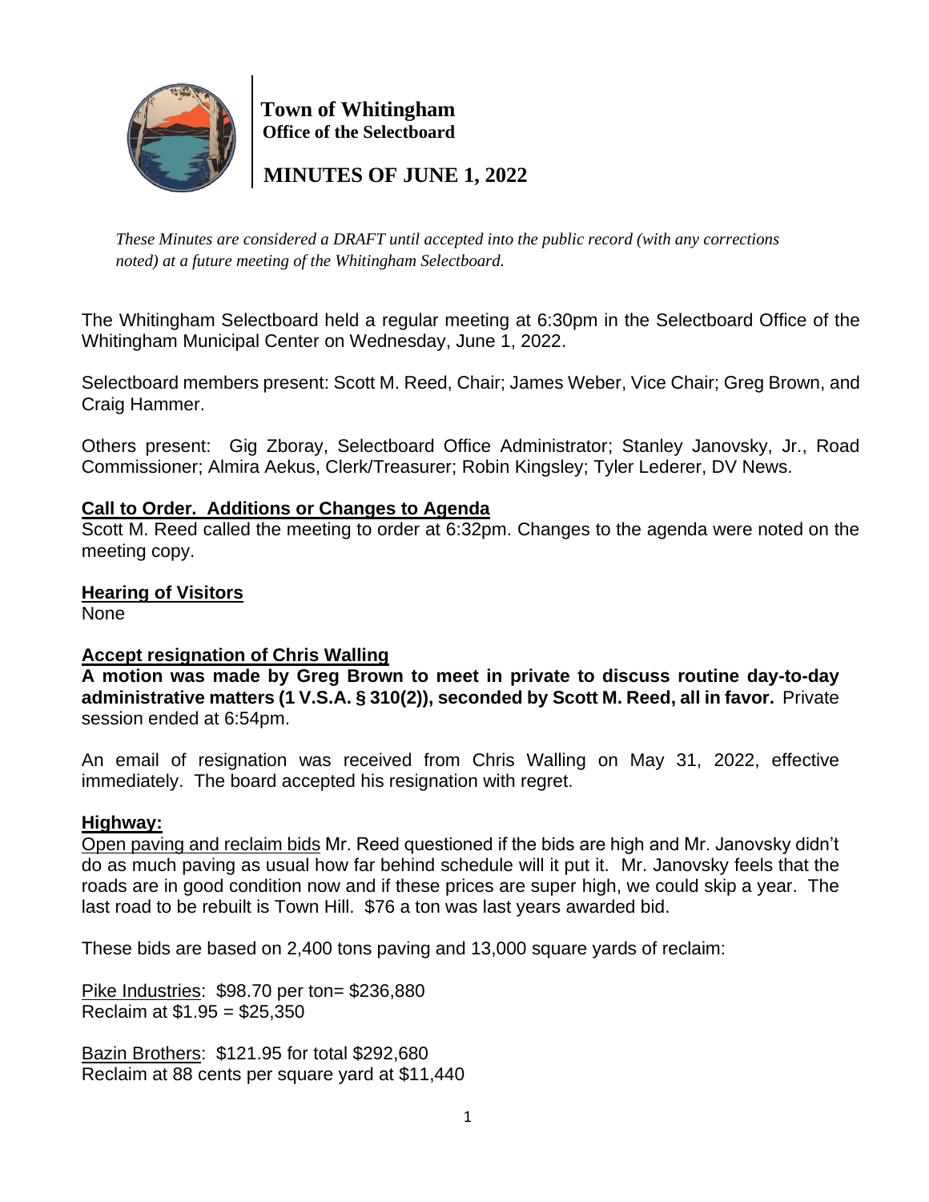# Town of Whitingham
## Office of the Selectboard

## MINUTES OF JUNE 1, 2022

*These Minutes are considered a DRAFT until accepted into the public record (with any corrections noted) at a future meeting of the Whitingham Selectboard.*

The Whitingham Selectboard held a regular meeting at 6:30pm in the Selectboard Office of the Whitingham Municipal Center on Wednesday, June 1, 2022.

Selectboard members present: Scott M. Reed, Chair; James Weber, Vice Chair; Greg Brown, and Craig Hammer.

Others present: Gig Zboray, Selectboard Office Administrator; Stanley Janovsky, Jr., Road Commissioner; Almira Aekus, Clerk/Treasurer; Robin Kingsley; Tyler Lederer, DV News.

**Call to Order. Additions or Changes to Agenda**

Scott M. Reed called the meeting to order at 6:32pm. Changes to the agenda were noted on the meeting copy.

**Hearing of Visitors**

None

**Accept resignation of Chris Walling**

**A motion was made by Greg Brown to meet in private to discuss routine day-to-day administrative matters (1 V.S.A. § 310(2)), seconded by Scott M. Reed, all in favor.** Private session ended at 6:54pm.

An email of resignation was received from Chris Walling on May 31, 2022, effective immediately. The board accepted his resignation with regret.

**Highway:**

Open paving and reclaim bids Mr. Reed questioned if the bids are high and Mr. Janovsky didn't do as much paving as usual how far behind schedule will it put it. Mr. Janovsky feels that the roads are in good condition now and if these prices are super high, we could skip a year. The last road to be rebuilt is Town Hill. $76 a ton was last years awarded bid.

These bids are based on 2,400 tons paving and 13,000 square yards of reclaim:

Pike Industries: $98.70 per ton= $236,880
Reclaim at $1.95 = $25,350

Bazin Brothers: $121.95 for total $292,680
Reclaim at 88 cents per square yard at $11,440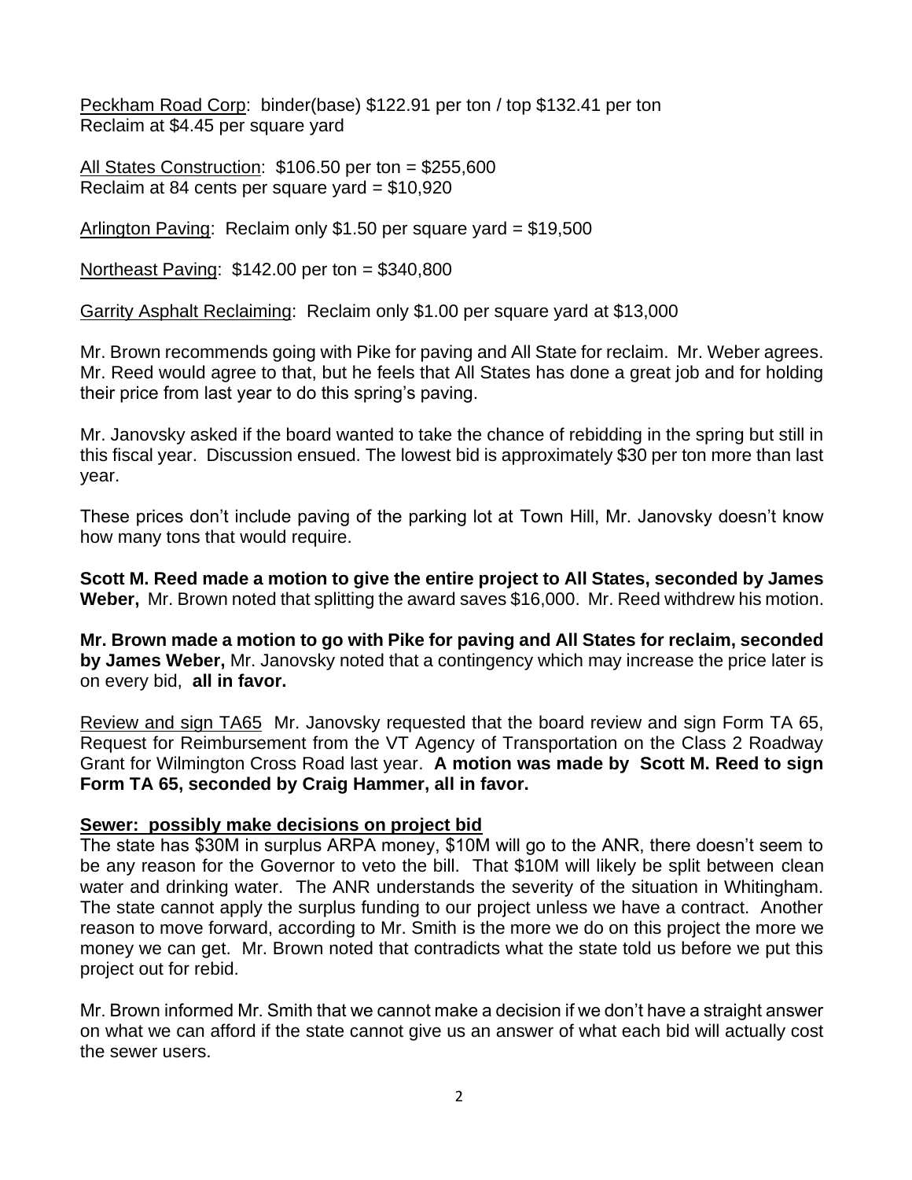<u>Peckham Road Corp</u>: binder(base) $122.91 per ton / top $132.41 per ton
Reclaim at $4.45 per square yard

<u>All States Construction</u>: $106.50 per ton = $255,600
Reclaim at 84 cents per square yard = $10,920

<u>Arlington Paving</u>: Reclaim only $1.50 per square yard = $19,500

<u>Northeast Paving</u>: $142.00 per ton = $340,800

<u>Garrity Asphalt Reclaiming</u>: Reclaim only $1.00 per square yard at $13,000

Mr. Brown recommends going with Pike for paving and All State for reclaim. Mr. Weber agrees. Mr. Reed would agree to that, but he feels that All States has done a great job and for holding their price from last year to do this spring's paving.

Mr. Janovsky asked if the board wanted to take the chance of rebidding in the spring but still in this fiscal year. Discussion ensued. The lowest bid is approximately $30 per ton more than last year.

These prices don't include paving of the parking lot at Town Hill, Mr. Janovsky doesn't know how many tons that would require.

**Scott M. Reed made a motion to give the entire project to All States, seconded by James Weber,** Mr. Brown noted that splitting the award saves $16,000. Mr. Reed withdrew his motion.

**Mr. Brown made a motion to go with Pike for paving and All States for reclaim, seconded by James Weber,** Mr. Janovsky noted that a contingency which may increase the price later is on every bid, **all in favor.**

<u>Review and sign TA65</u> Mr. Janovsky requested that the board review and sign Form TA 65, Request for Reimbursement from the VT Agency of Transportation on the Class 2 Roadway Grant for Wilmington Cross Road last year. **A motion was made by Scott M. Reed to sign Form TA 65, seconded by Craig Hammer, all in favor.**

**<u>Sewer: possibly make decisions on project bid</u>**

The state has $30M in surplus ARPA money, $10M will go to the ANR, there doesn't seem to be any reason for the Governor to veto the bill. That $10M will likely be split between clean water and drinking water. The ANR understands the severity of the situation in Whitingham. The state cannot apply the surplus funding to our project unless we have a contract. Another reason to move forward, according to Mr. Smith is the more we do on this project the more we money we can get. Mr. Brown noted that contradicts what the state told us before we put this project out for rebid.

Mr. Brown informed Mr. Smith that we cannot make a decision if we don't have a straight answer on what we can afford if the state cannot give us an answer of what each bid will actually cost the sewer users.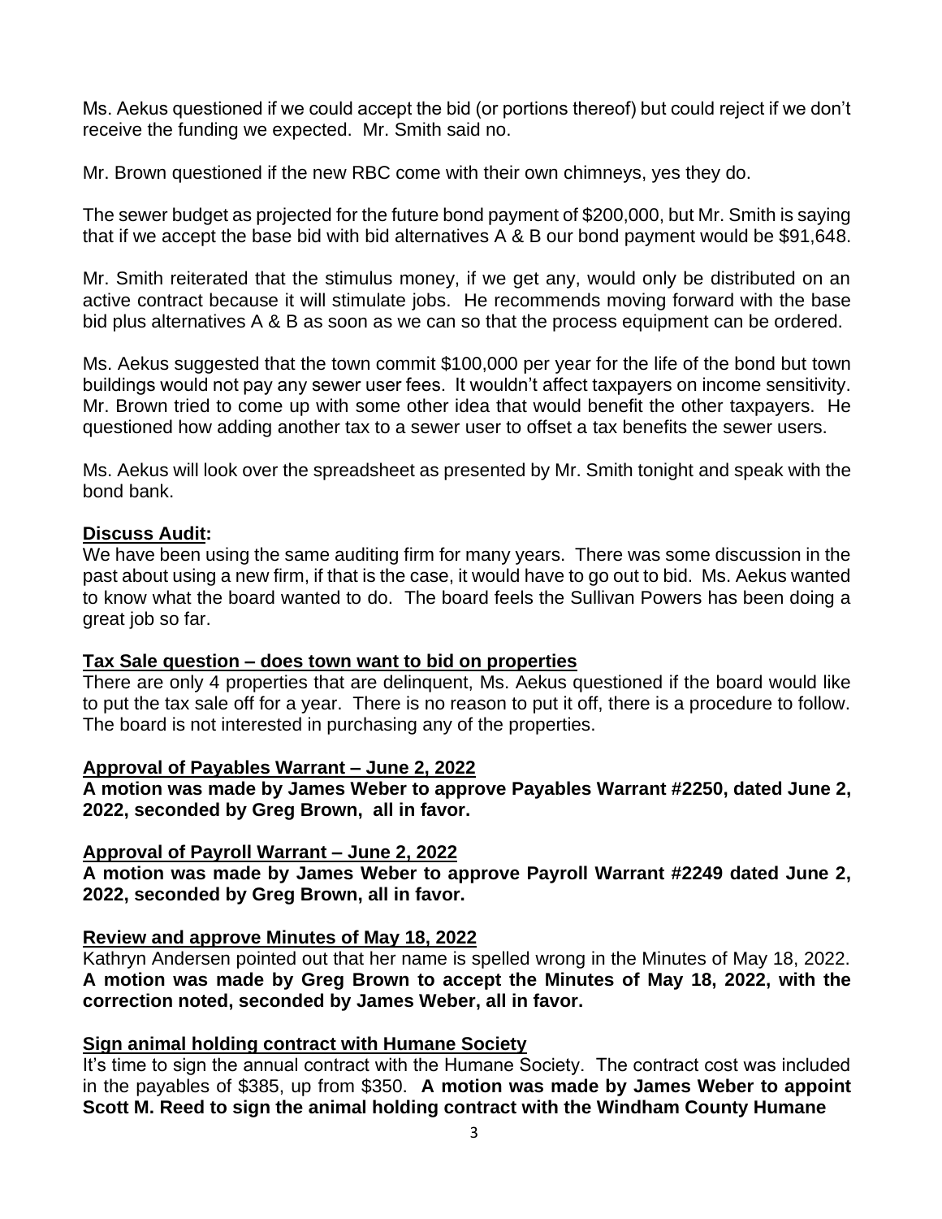Ms. Aekus questioned if we could accept the bid (or portions thereof) but could reject if we don't receive the funding we expected. Mr. Smith said no.

Mr. Brown questioned if the new RBC come with their own chimneys, yes they do.

The sewer budget as projected for the future bond payment of $200,000, but Mr. Smith is saying that if we accept the base bid with bid alternatives A & B our bond payment would be $91,648.

Mr. Smith reiterated that the stimulus money, if we get any, would only be distributed on an active contract because it will stimulate jobs. He recommends moving forward with the base bid plus alternatives A & B as soon as we can so that the process equipment can be ordered.

Ms. Aekus suggested that the town commit $100,000 per year for the life of the bond but town buildings would not pay any sewer user fees. It wouldn't affect taxpayers on income sensitivity. Mr. Brown tried to come up with some other idea that would benefit the other taxpayers. He questioned how adding another tax to a sewer user to offset a tax benefits the sewer users.

Ms. Aekus will look over the spreadsheet as presented by Mr. Smith tonight and speak with the bond bank.

**Discuss Audit:**
We have been using the same auditing firm for many years. There was some discussion in the past about using a new firm, if that is the case, it would have to go out to bid. Ms. Aekus wanted to know what the board wanted to do. The board feels the Sullivan Powers has been doing a great job so far.

**Tax Sale question – does town want to bid on properties**
There are only 4 properties that are delinquent, Ms. Aekus questioned if the board would like to put the tax sale off for a year. There is no reason to put it off, there is a procedure to follow. The board is not interested in purchasing any of the properties.

**Approval of Payables Warrant – June 2, 2022**
**A motion was made by James Weber to approve Payables Warrant #2250, dated June 2, 2022, seconded by Greg Brown, all in favor.**

**Approval of Payroll Warrant – June 2, 2022**
**A motion was made by James Weber to approve Payroll Warrant #2249 dated June 2, 2022, seconded by Greg Brown, all in favor.**

**Review and approve Minutes of May 18, 2022**
Kathryn Andersen pointed out that her name is spelled wrong in the Minutes of May 18, 2022. **A motion was made by Greg Brown to accept the Minutes of May 18, 2022, with the correction noted, seconded by James Weber, all in favor.**

**Sign animal holding contract with Humane Society**
It's time to sign the annual contract with the Humane Society. The contract cost was included in the payables of $385, up from $350. **A motion was made by James Weber to appoint Scott M. Reed to sign the animal holding contract with the Windham County Humane**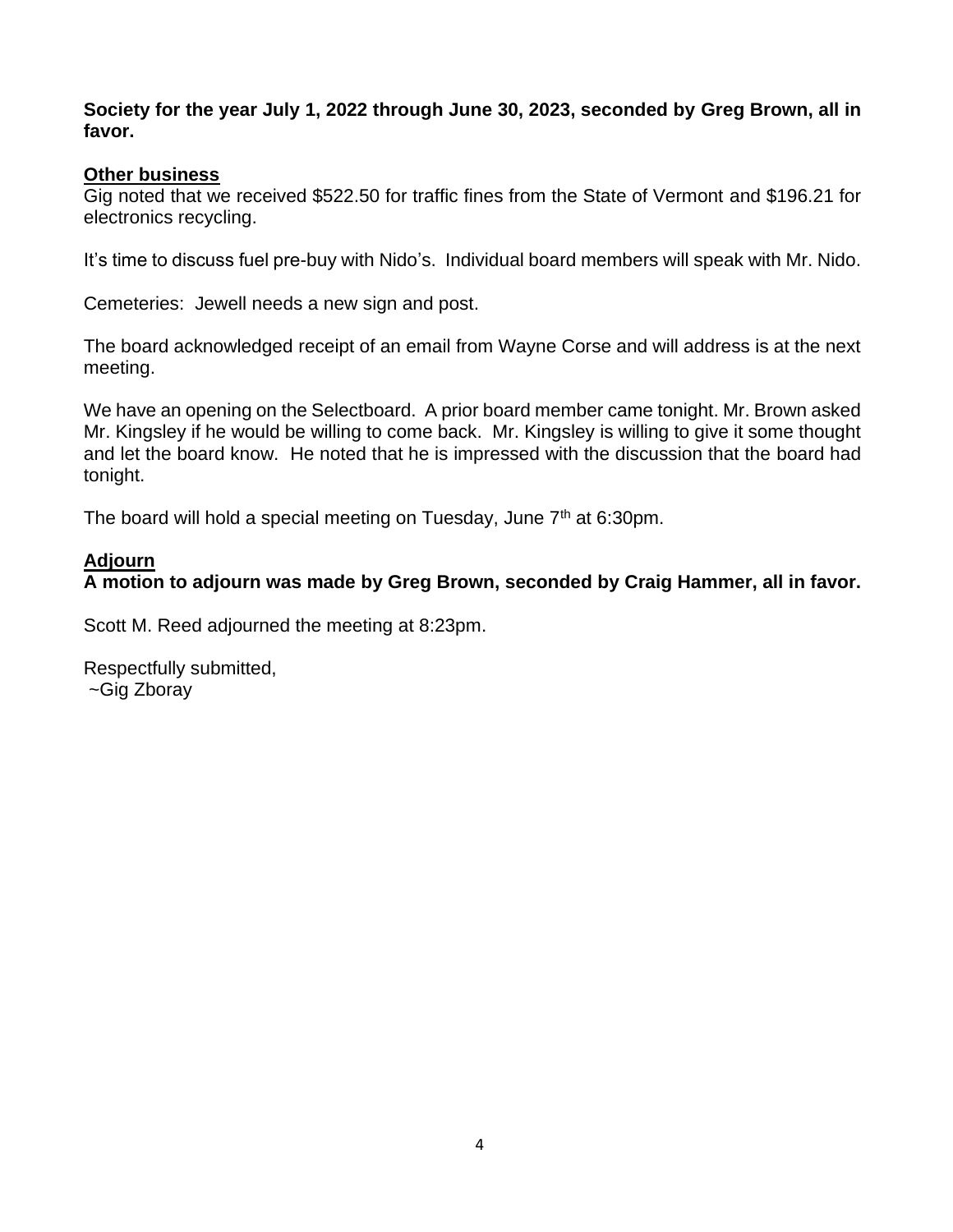**Society for the year July 1, 2022 through June 30, 2023, seconded by Greg Brown, all in favor.**

**Other business**

Gig noted that we received $522.50 for traffic fines from the State of Vermont and $196.21 for electronics recycling.

It's time to discuss fuel pre-buy with Nido's. Individual board members will speak with Mr. Nido.

Cemeteries: Jewell needs a new sign and post.

The board acknowledged receipt of an email from Wayne Corse and will address is at the next meeting.

We have an opening on the Selectboard. A prior board member came tonight. Mr. Brown asked Mr. Kingsley if he would be willing to come back. Mr. Kingsley is willing to give it some thought and let the board know. He noted that he is impressed with the discussion that the board had tonight.

The board will hold a special meeting on Tuesday, June 7th at 6:30pm.

**Adjourn**

**A motion to adjourn was made by Greg Brown, seconded by Craig Hammer, all in favor.**

Scott M. Reed adjourned the meeting at 8:23pm.

Respectfully submitted,
~Gig Zboray